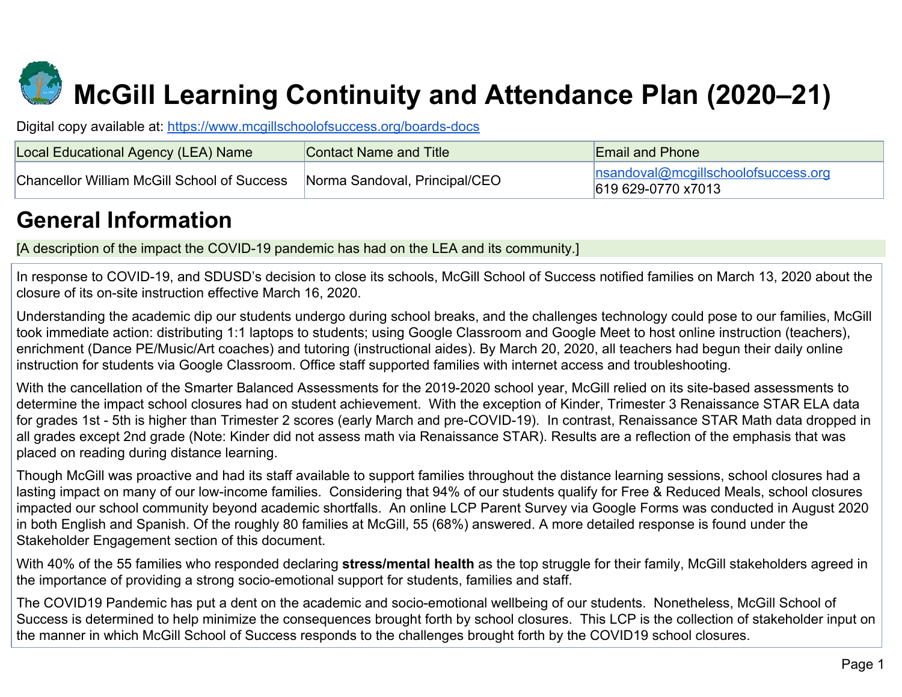# McGill Learning Continuity and Attendance Plan (2020–21)

Digital copy available at: https://www.mcgillschoolofsuccess.org/boards-docs

| Local Educational Agency (LEA) Name | Contact Name and Title | Email and Phone |
| --- | --- | --- |
| Chancellor William McGill School of Success | Norma Sandoval, Principal/CEO | nsandoval@mcgillschoolofsuccess.org<br>619 629-0770 x7013 |

## General Information

[A description of the impact the COVID-19 pandemic has had on the LEA and its community.]

In response to COVID-19, and SDUSD's decision to close its schools, McGill School of Success notified families on March 13, 2020 about the closure of its on-site instruction effective March 16, 2020.

Understanding the academic dip our students undergo during school breaks, and the challenges technology could pose to our families, McGill took immediate action: distributing 1:1 laptops to students; using Google Classroom and Google Meet to host online instruction (teachers), enrichment (Dance PE/Music/Art coaches) and tutoring (instructional aides). By March 20, 2020, all teachers had begun their daily online instruction for students via Google Classroom. Office staff supported families with internet access and troubleshooting.

With the cancellation of the Smarter Balanced Assessments for the 2019-2020 school year, McGill relied on its site-based assessments to determine the impact school closures had on student achievement. With the exception of Kinder, Trimester 3 Renaissance STAR ELA data for grades 1st - 5th is higher than Trimester 2 scores (early March and pre-COVID-19). In contrast, Renaissance STAR Math data dropped in all grades except 2nd grade (Note: Kinder did not assess math via Renaissance STAR). Results are a reflection of the emphasis that was placed on reading during distance learning.

Though McGill was proactive and had its staff available to support families throughout the distance learning sessions, school closures had a lasting impact on many of our low-income families. Considering that 94% of our students qualify for Free & Reduced Meals, school closures impacted our school community beyond academic shortfalls. An online LCP Parent Survey via Google Forms was conducted in August 2020 in both English and Spanish. Of the roughly 80 families at McGill, 55 (68%) answered. A more detailed response is found under the Stakeholder Engagement section of this document.

With 40% of the 55 families who responded declaring **stress/mental health** as the top struggle for their family, McGill stakeholders agreed in the importance of providing a strong socio-emotional support for students, families and staff.

The COVID19 Pandemic has put a dent on the academic and socio-emotional wellbeing of our students. Nonetheless, McGill School of Success is determined to help minimize the consequences brought forth by school closures. This LCP is the collection of stakeholder input on the manner in which McGill School of Success responds to the challenges brought forth by the COVID19 school closures.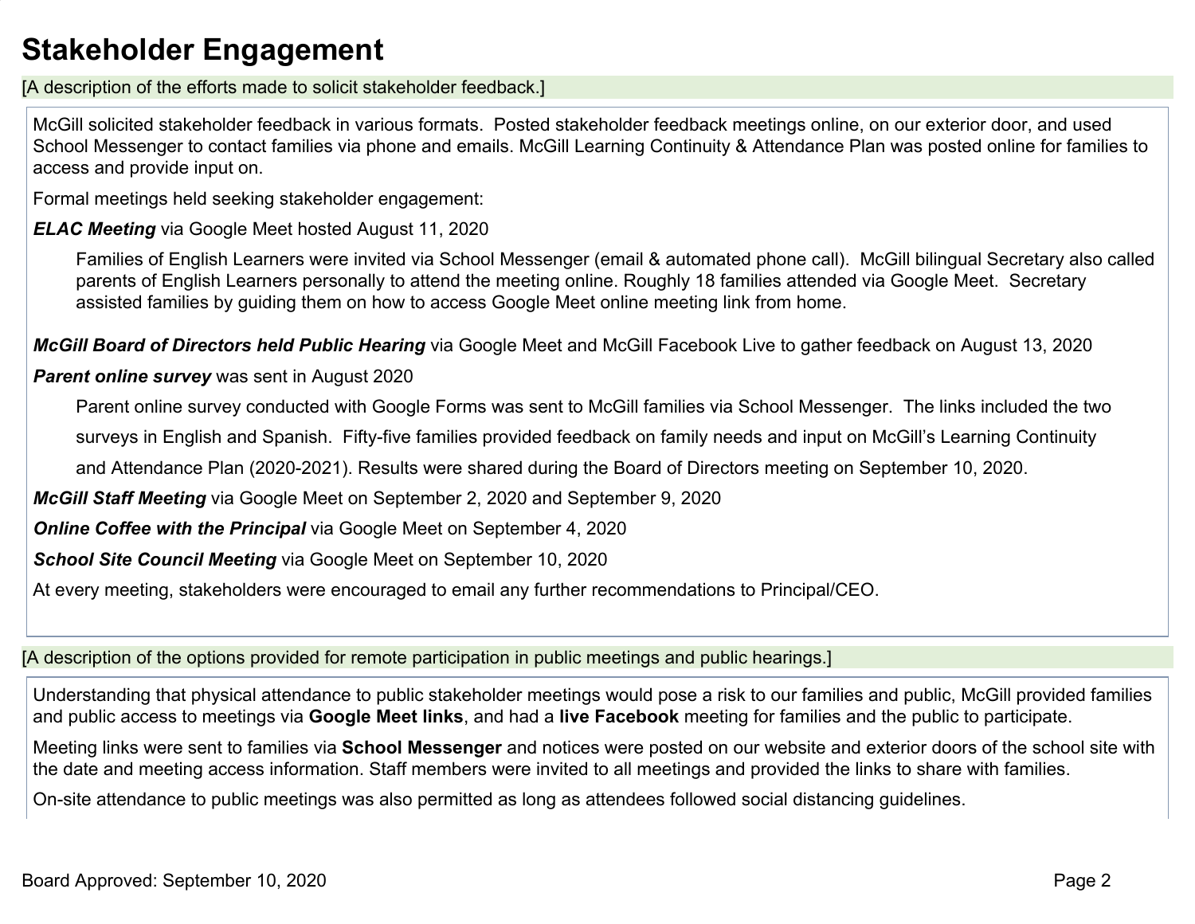# Stakeholder Engagement

[A description of the efforts made to solicit stakeholder feedback.]

McGill solicited stakeholder feedback in various formats. Posted stakeholder feedback meetings online, on our exterior door, and used School Messenger to contact families via phone and emails. McGill Learning Continuity & Attendance Plan was posted online for families to access and provide input on.

Formal meetings held seeking stakeholder engagement:

***ELAC Meeting*** via Google Meet hosted August 11, 2020

> Families of English Learners were invited via School Messenger (email & automated phone call). McGill bilingual Secretary also called parents of English Learners personally to attend the meeting online. Roughly 18 families attended via Google Meet. Secretary assisted families by guiding them on how to access Google Meet online meeting link from home.

***McGill Board of Directors held Public Hearing*** via Google Meet and McGill Facebook Live to gather feedback on August 13, 2020

***Parent online survey*** was sent in August 2020

> Parent online survey conducted with Google Forms was sent to McGill families via School Messenger. The links included the two surveys in English and Spanish. Fifty-five families provided feedback on family needs and input on McGill's Learning Continuity and Attendance Plan (2020-2021). Results were shared during the Board of Directors meeting on September 10, 2020.

***McGill Staff Meeting*** via Google Meet on September 2, 2020 and September 9, 2020

***Online Coffee with the Principal*** via Google Meet on September 4, 2020

***School Site Council Meeting*** via Google Meet on September 10, 2020

At every meeting, stakeholders were encouraged to email any further recommendations to Principal/CEO.

[A description of the options provided for remote participation in public meetings and public hearings.]

Understanding that physical attendance to public stakeholder meetings would pose a risk to our families and public, McGill provided families and public access to meetings via **Google Meet links**, and had a **live Facebook** meeting for families and the public to participate.

Meeting links were sent to families via **School Messenger** and notices were posted on our website and exterior doors of the school site with the date and meeting access information. Staff members were invited to all meetings and provided the links to share with families.

On-site attendance to public meetings was also permitted as long as attendees followed social distancing guidelines.

Board Approved: September 10, 2020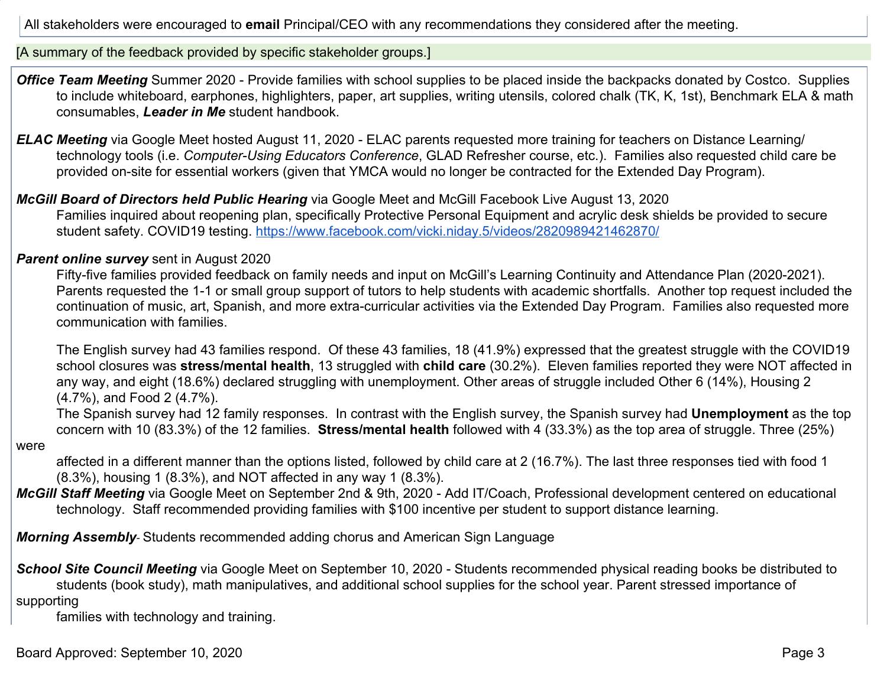All stakeholders were encouraged to **email** Principal/CEO with any recommendations they considered after the meeting.

[A summary of the feedback provided by specific stakeholder groups.]

***Office Team Meeting*** Summer 2020 - Provide families with school supplies to be placed inside the backpacks donated by Costco. Supplies to include whiteboard, earphones, highlighters, paper, art supplies, writing utensils, colored chalk (TK, K, 1st), Benchmark ELA & math consumables, ***Leader in Me*** student handbook.

***ELAC Meeting*** via Google Meet hosted August 11, 2020 - ELAC parents requested more training for teachers on Distance Learning/ technology tools (i.e. *Computer-Using Educators Conference*, GLAD Refresher course, etc.). Families also requested child care be provided on-site for essential workers (given that YMCA would no longer be contracted for the Extended Day Program).

***McGill Board of Directors held Public Hearing*** via Google Meet and McGill Facebook Live August 13, 2020
Families inquired about reopening plan, specifically Protective Personal Equipment and acrylic desk shields be provided to secure student safety. COVID19 testing. https://www.facebook.com/vicki.niday.5/videos/2820989421462870/

***Parent online survey*** sent in August 2020
Fifty-five families provided feedback on family needs and input on McGill's Learning Continuity and Attendance Plan (2020-2021). Parents requested the 1-1 or small group support of tutors to help students with academic shortfalls. Another top request included the continuation of music, art, Spanish, and more extra-curricular activities via the Extended Day Program. Families also requested more communication with families.

The English survey had 43 families respond. Of these 43 families, 18 (41.9%) expressed that the greatest struggle with the COVID19 school closures was **stress/mental health**, 13 struggled with **child care** (30.2%). Eleven families reported they were NOT affected in any way, and eight (18.6%) declared struggling with unemployment. Other areas of struggle included Other 6 (14%), Housing 2 (4.7%), and Food 2 (4.7%).
The Spanish survey had 12 family responses. In contrast with the English survey, the Spanish survey had **Unemployment** as the top concern with 10 (83.3%) of the 12 families. **Stress/mental health** followed with 4 (33.3%) as the top area of struggle. Three (25%) were affected in a different manner than the options listed, followed by child care at 2 (16.7%). The last three responses tied with food 1 (8.3%), housing 1 (8.3%), and NOT affected in any way 1 (8.3%).

***McGill Staff Meeting*** via Google Meet on September 2nd & 9th, 2020 - Add IT/Coach, Professional development centered on educational technology. Staff recommended providing families with $100 incentive per student to support distance learning.

***Morning Assembly***- Students recommended adding chorus and American Sign Language

***School Site Council Meeting*** via Google Meet on September 10, 2020 - Students recommended physical reading books be distributed to students (book study), math manipulatives, and additional school supplies for the school year. Parent stressed importance of supporting families with technology and training.

Board Approved: September 10, 2020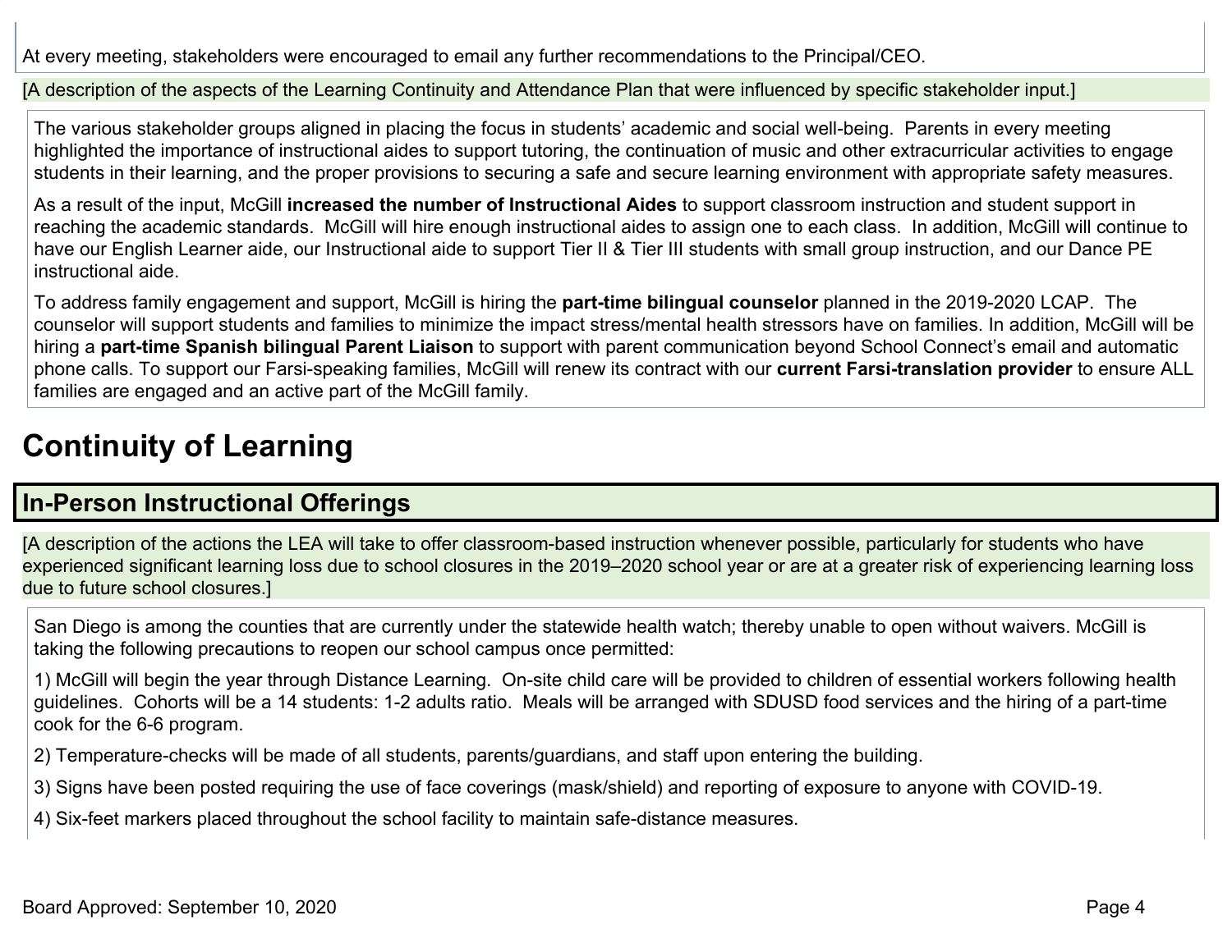At every meeting, stakeholders were encouraged to email any further recommendations to the Principal/CEO.

[A description of the aspects of the Learning Continuity and Attendance Plan that were influenced by specific stakeholder input.]

The various stakeholder groups aligned in placing the focus in students' academic and social well-being. Parents in every meeting highlighted the importance of instructional aides to support tutoring, the continuation of music and other extracurricular activities to engage students in their learning, and the proper provisions to securing a safe and secure learning environment with appropriate safety measures.

As a result of the input, McGill **increased the number of Instructional Aides** to support classroom instruction and student support in reaching the academic standards. McGill will hire enough instructional aides to assign one to each class. In addition, McGill will continue to have our English Learner aide, our Instructional aide to support Tier II & Tier III students with small group instruction, and our Dance PE instructional aide.

To address family engagement and support, McGill is hiring the **part-time bilingual counselor** planned in the 2019-2020 LCAP. The counselor will support students and families to minimize the impact stress/mental health stressors have on families. In addition, McGill will be hiring a **part-time Spanish bilingual Parent Liaison** to support with parent communication beyond School Connect's email and automatic phone calls. To support our Farsi-speaking families, McGill will renew its contract with our **current Farsi-translation provider** to ensure ALL families are engaged and an active part of the McGill family.

# Continuity of Learning

## In-Person Instructional Offerings

[A description of the actions the LEA will take to offer classroom-based instruction whenever possible, particularly for students who have experienced significant learning loss due to school closures in the 2019–2020 school year or are at a greater risk of experiencing learning loss due to future school closures.]

San Diego is among the counties that are currently under the statewide health watch; thereby unable to open without waivers. McGill is taking the following precautions to reopen our school campus once permitted:

1) McGill will begin the year through Distance Learning. On-site child care will be provided to children of essential workers following health guidelines. Cohorts will be a 14 students: 1-2 adults ratio. Meals will be arranged with SDUSD food services and the hiring of a part-time cook for the 6-6 program.

2) Temperature-checks will be made of all students, parents/guardians, and staff upon entering the building.

3) Signs have been posted requiring the use of face coverings (mask/shield) and reporting of exposure to anyone with COVID-19.

4) Six-feet markers placed throughout the school facility to maintain safe-distance measures.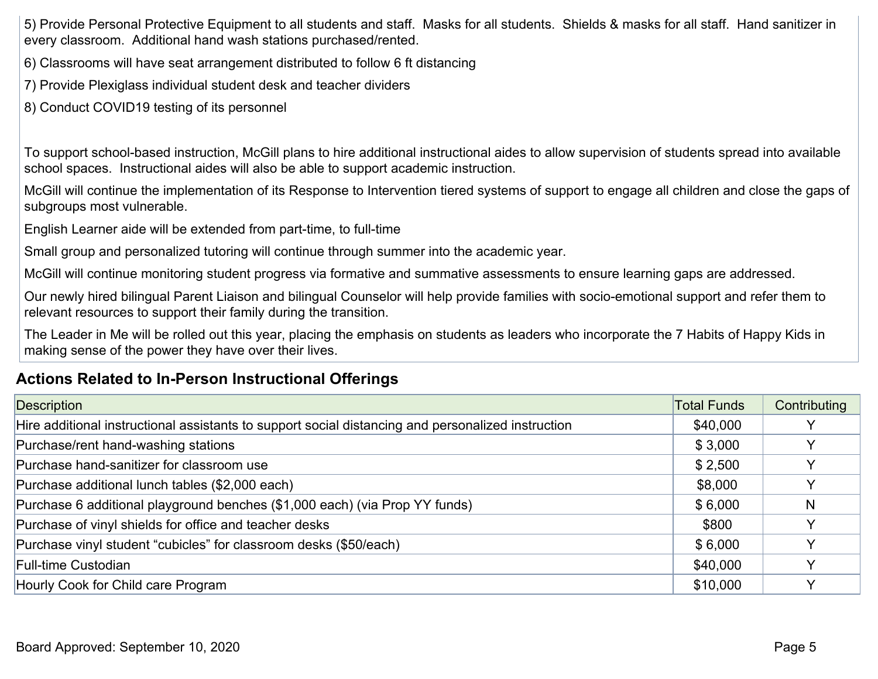5) Provide Personal Protective Equipment to all students and staff. Masks for all students. Shields & masks for all staff. Hand sanitizer in every classroom. Additional hand wash stations purchased/rented.

6) Classrooms will have seat arrangement distributed to follow 6 ft distancing

7) Provide Plexiglass individual student desk and teacher dividers

8) Conduct COVID19 testing of its personnel

To support school-based instruction, McGill plans to hire additional instructional aides to allow supervision of students spread into available school spaces. Instructional aides will also be able to support academic instruction.

McGill will continue the implementation of its Response to Intervention tiered systems of support to engage all children and close the gaps of subgroups most vulnerable.

English Learner aide will be extended from part-time, to full-time

Small group and personalized tutoring will continue through summer into the academic year.

McGill will continue monitoring student progress via formative and summative assessments to ensure learning gaps are addressed.

Our newly hired bilingual Parent Liaison and bilingual Counselor will help provide families with socio-emotional support and refer them to relevant resources to support their family during the transition.

The Leader in Me will be rolled out this year, placing the emphasis on students as leaders who incorporate the 7 Habits of Happy Kids in making sense of the power they have over their lives.

## Actions Related to In-Person Instructional Offerings

| Description | Total Funds | Contributing |
|---|---|---|
| Hire additional instructional assistants to support social distancing and personalized instruction | $40,000 | Y |
| Purchase/rent hand-washing stations | $ 3,000 | Y |
| Purchase hand-sanitizer for classroom use | $ 2,500 | Y |
| Purchase additional lunch tables ($2,000 each) | $8,000 | Y |
| Purchase 6 additional playground benches ($1,000 each) (via Prop YY funds) | $ 6,000 | N |
| Purchase of vinyl shields for office and teacher desks | $800 | Y |
| Purchase vinyl student "cubicles" for classroom desks ($50/each) | $ 6,000 | Y |
| Full-time Custodian | $40,000 | Y |
| Hourly Cook for Child care Program | $10,000 | Y |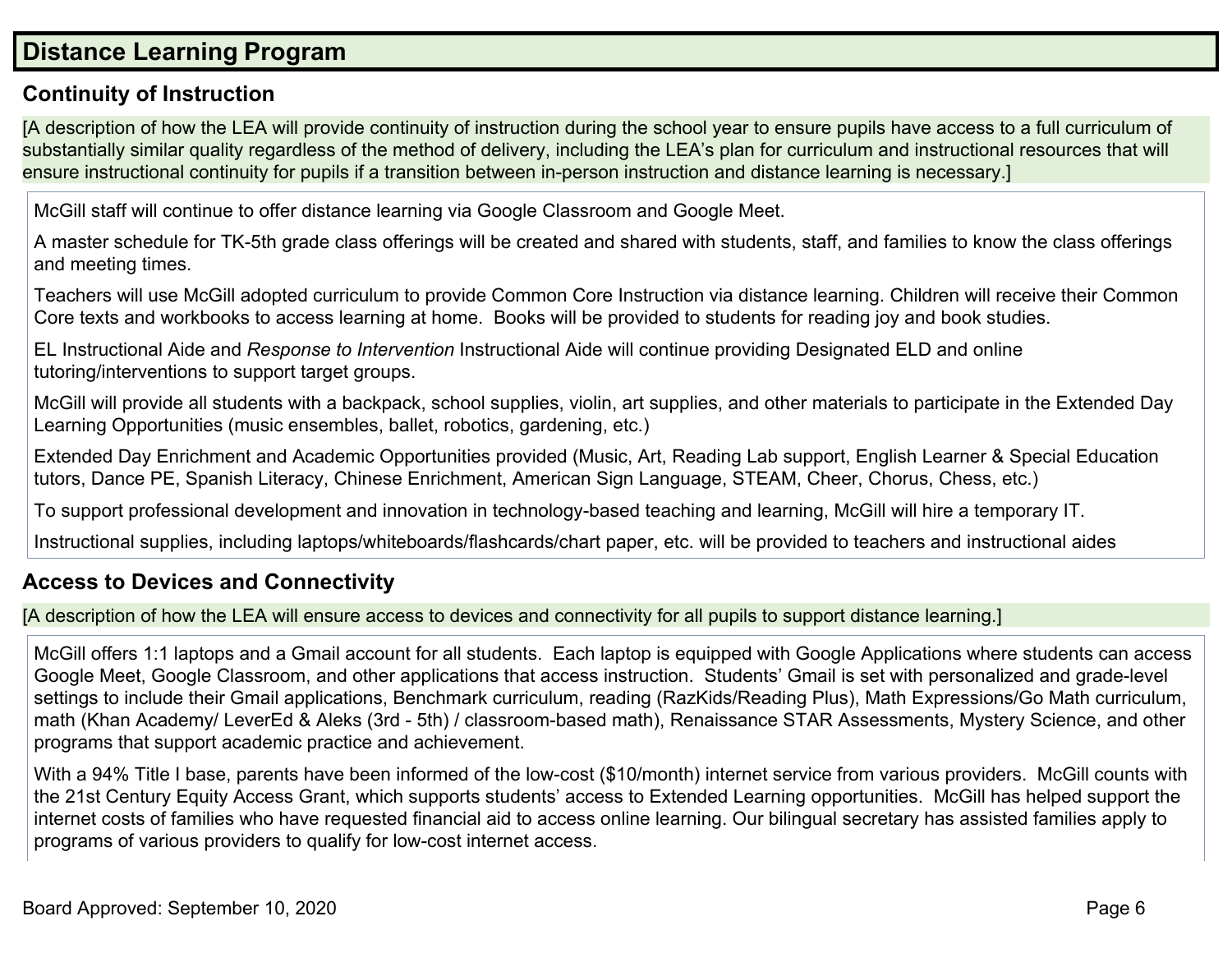## Distance Learning Program

### Continuity of Instruction

[A description of how the LEA will provide continuity of instruction during the school year to ensure pupils have access to a full curriculum of substantially similar quality regardless of the method of delivery, including the LEA's plan for curriculum and instructional resources that will ensure instructional continuity for pupils if a transition between in-person instruction and distance learning is necessary.]

McGill staff will continue to offer distance learning via Google Classroom and Google Meet.

A master schedule for TK-5th grade class offerings will be created and shared with students, staff, and families to know the class offerings and meeting times.

Teachers will use McGill adopted curriculum to provide Common Core Instruction via distance learning. Children will receive their Common Core texts and workbooks to access learning at home. Books will be provided to students for reading joy and book studies.

EL Instructional Aide and *Response to Intervention* Instructional Aide will continue providing Designated ELD and online tutoring/interventions to support target groups.

McGill will provide all students with a backpack, school supplies, violin, art supplies, and other materials to participate in the Extended Day Learning Opportunities (music ensembles, ballet, robotics, gardening, etc.)

Extended Day Enrichment and Academic Opportunities provided (Music, Art, Reading Lab support, English Learner & Special Education tutors, Dance PE, Spanish Literacy, Chinese Enrichment, American Sign Language, STEAM, Cheer, Chorus, Chess, etc.)

To support professional development and innovation in technology-based teaching and learning, McGill will hire a temporary IT.

Instructional supplies, including laptops/whiteboards/flashcards/chart paper, etc. will be provided to teachers and instructional aides

### Access to Devices and Connectivity

[A description of how the LEA will ensure access to devices and connectivity for all pupils to support distance learning.]

McGill offers 1:1 laptops and a Gmail account for all students. Each laptop is equipped with Google Applications where students can access Google Meet, Google Classroom, and other applications that access instruction. Students' Gmail is set with personalized and grade-level settings to include their Gmail applications, Benchmark curriculum, reading (RazKids/Reading Plus), Math Expressions/Go Math curriculum, math (Khan Academy/ LeverEd & Aleks (3rd - 5th) / classroom-based math), Renaissance STAR Assessments, Mystery Science, and other programs that support academic practice and achievement.

With a 94% Title I base, parents have been informed of the low-cost ($10/month) internet service from various providers. McGill counts with the 21st Century Equity Access Grant, which supports students' access to Extended Learning opportunities. McGill has helped support the internet costs of families who have requested financial aid to access online learning. Our bilingual secretary has assisted families apply to programs of various providers to qualify for low-cost internet access.

Board Approved: September 10, 2020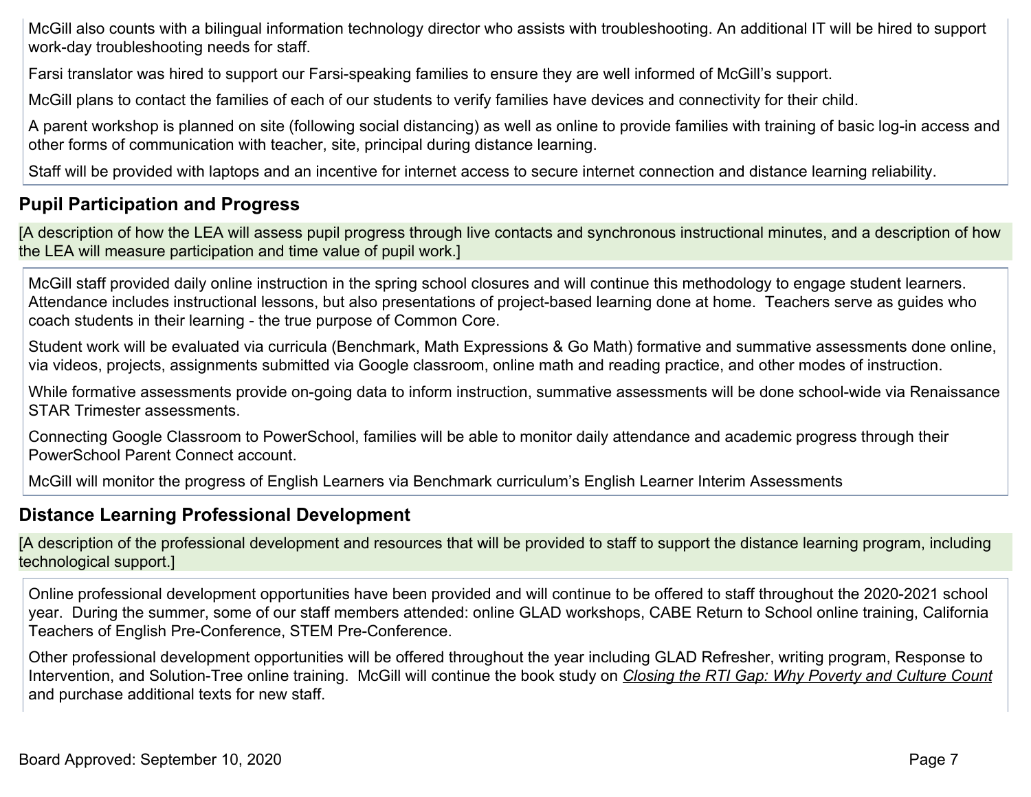McGill also counts with a bilingual information technology director who assists with troubleshooting. An additional IT will be hired to support work-day troubleshooting needs for staff.

Farsi translator was hired to support our Farsi-speaking families to ensure they are well informed of McGill's support.

McGill plans to contact the families of each of our students to verify families have devices and connectivity for their child.

A parent workshop is planned on site (following social distancing) as well as online to provide families with training of basic log-in access and other forms of communication with teacher, site, principal during distance learning.

Staff will be provided with laptops and an incentive for internet access to secure internet connection and distance learning reliability.

## Pupil Participation and Progress

[A description of how the LEA will assess pupil progress through live contacts and synchronous instructional minutes, and a description of how the LEA will measure participation and time value of pupil work.]

McGill staff provided daily online instruction in the spring school closures and will continue this methodology to engage student learners. Attendance includes instructional lessons, but also presentations of project-based learning done at home. Teachers serve as guides who coach students in their learning - the true purpose of Common Core.

Student work will be evaluated via curricula (Benchmark, Math Expressions & Go Math) formative and summative assessments done online, via videos, projects, assignments submitted via Google classroom, online math and reading practice, and other modes of instruction.

While formative assessments provide on-going data to inform instruction, summative assessments will be done school-wide via Renaissance STAR Trimester assessments.

Connecting Google Classroom to PowerSchool, families will be able to monitor daily attendance and academic progress through their PowerSchool Parent Connect account.

McGill will monitor the progress of English Learners via Benchmark curriculum's English Learner Interim Assessments

## Distance Learning Professional Development

[A description of the professional development and resources that will be provided to staff to support the distance learning program, including technological support.]

Online professional development opportunities have been provided and will continue to be offered to staff throughout the 2020-2021 school year. During the summer, some of our staff members attended: online GLAD workshops, CABE Return to School online training, California Teachers of English Pre-Conference, STEM Pre-Conference.

Other professional development opportunities will be offered throughout the year including GLAD Refresher, writing program, Response to Intervention, and Solution-Tree online training. McGill will continue the book study on *Closing the RTI Gap: Why Poverty and Culture Count* and purchase additional texts for new staff.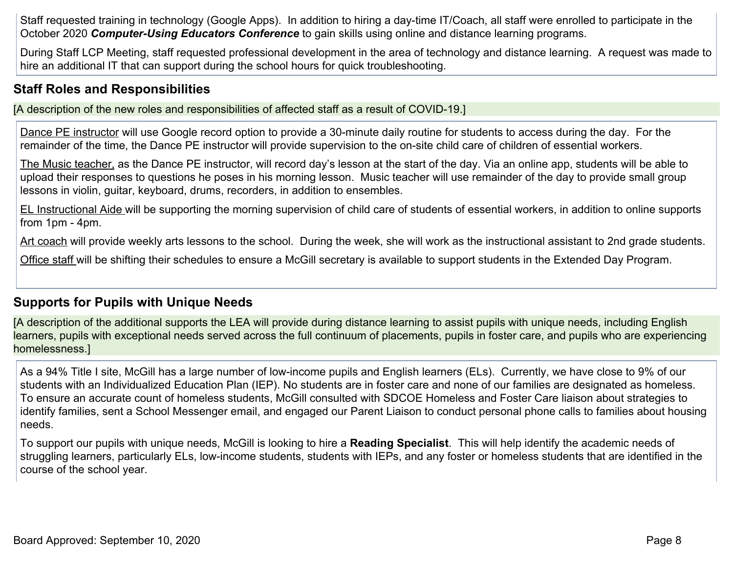Staff requested training in technology (Google Apps). In addition to hiring a day-time IT/Coach, all staff were enrolled to participate in the October 2020 ***Computer-Using Educators Conference*** to gain skills using online and distance learning programs.

During Staff LCP Meeting, staff requested professional development in the area of technology and distance learning. A request was made to hire an additional IT that can support during the school hours for quick troubleshooting.

## Staff Roles and Responsibilities

[A description of the new roles and responsibilities of affected staff as a result of COVID-19.]

Dance PE instructor will use Google record option to provide a 30-minute daily routine for students to access during the day. For the remainder of the time, the Dance PE instructor will provide supervision to the on-site child care of children of essential workers.

The Music teacher, as the Dance PE instructor, will record day's lesson at the start of the day. Via an online app, students will be able to upload their responses to questions he poses in his morning lesson. Music teacher will use remainder of the day to provide small group lessons in violin, guitar, keyboard, drums, recorders, in addition to ensembles.

EL Instructional Aide will be supporting the morning supervision of child care of students of essential workers, in addition to online supports from 1pm - 4pm.

Art coach will provide weekly arts lessons to the school. During the week, she will work as the instructional assistant to 2nd grade students.

Office staff will be shifting their schedules to ensure a McGill secretary is available to support students in the Extended Day Program.

## Supports for Pupils with Unique Needs

[A description of the additional supports the LEA will provide during distance learning to assist pupils with unique needs, including English learners, pupils with exceptional needs served across the full continuum of placements, pupils in foster care, and pupils who are experiencing homelessness.]

As a 94% Title I site, McGill has a large number of low-income pupils and English learners (ELs). Currently, we have close to 9% of our students with an Individualized Education Plan (IEP). No students are in foster care and none of our families are designated as homeless. To ensure an accurate count of homeless students, McGill consulted with SDCOE Homeless and Foster Care liaison about strategies to identify families, sent a School Messenger email, and engaged our Parent Liaison to conduct personal phone calls to families about housing needs.

To support our pupils with unique needs, McGill is looking to hire a **Reading Specialist**. This will help identify the academic needs of struggling learners, particularly ELs, low-income students, students with IEPs, and any foster or homeless students that are identified in the course of the school year.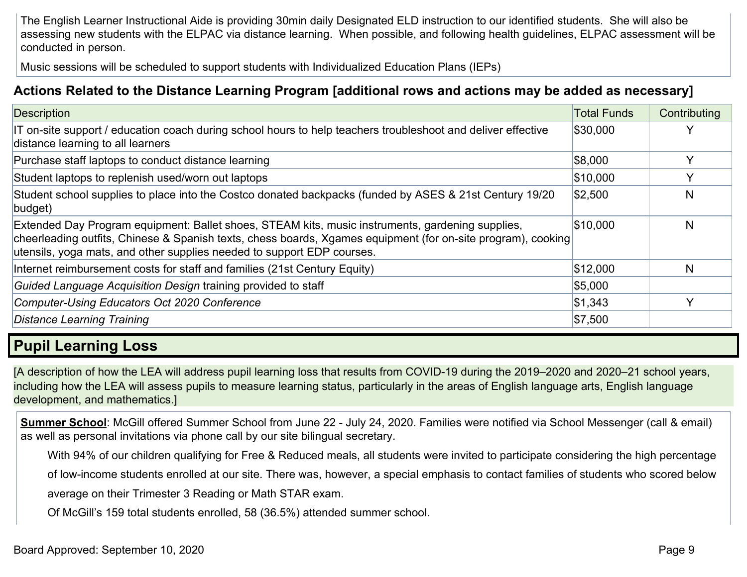The English Learner Instructional Aide is providing 30min daily Designated ELD instruction to our identified students. She will also be assessing new students with the ELPAC via distance learning. When possible, and following health guidelines, ELPAC assessment will be conducted in person.

Music sessions will be scheduled to support students with Individualized Education Plans (IEPs)

### Actions Related to the Distance Learning Program [additional rows and actions may be added as necessary]

| Description | Total Funds | Contributing |
|---|---|---|
| IT on-site support / education coach during school hours to help teachers troubleshoot and deliver effective distance learning to all learners | $30,000 | Y |
| Purchase staff laptops to conduct distance learning | $8,000 | Y |
| Student laptops to replenish used/worn out laptops | $10,000 | Y |
| Student school supplies to place into the Costco donated backpacks (funded by ASES & 21st Century 19/20 budget) | $2,500 | N |
| Extended Day Program equipment: Ballet shoes, STEAM kits, music instruments, gardening supplies, cheerleading outfits, Chinese & Spanish texts, chess boards, Xgames equipment (for on-site program), cooking utensils, yoga mats, and other supplies needed to support EDP courses. | $10,000 | N |
| Internet reimbursement costs for staff and families (21st Century Equity) | $12,000 | N |
| *Guided Language Acquisition Design* training provided to staff | $5,000 | |
| *Computer-Using Educators Oct 2020 Conference* | $1,343 | Y |
| *Distance Learning Training* | $7,500 | |

## Pupil Learning Loss

[A description of how the LEA will address pupil learning loss that results from COVID-19 during the 2019–2020 and 2020–21 school years, including how the LEA will assess pupils to measure learning status, particularly in the areas of English language arts, English language development, and mathematics.]

**Summer School**: McGill offered Summer School from June 22 - July 24, 2020. Families were notified via School Messenger (call & email) as well as personal invitations via phone call by our site bilingual secretary.

With 94% of our children qualifying for Free & Reduced meals, all students were invited to participate considering the high percentage of low-income students enrolled at our site. There was, however, a special emphasis to contact families of students who scored below average on their Trimester 3 Reading or Math STAR exam.

Of McGill's 159 total students enrolled, 58 (36.5%) attended summer school.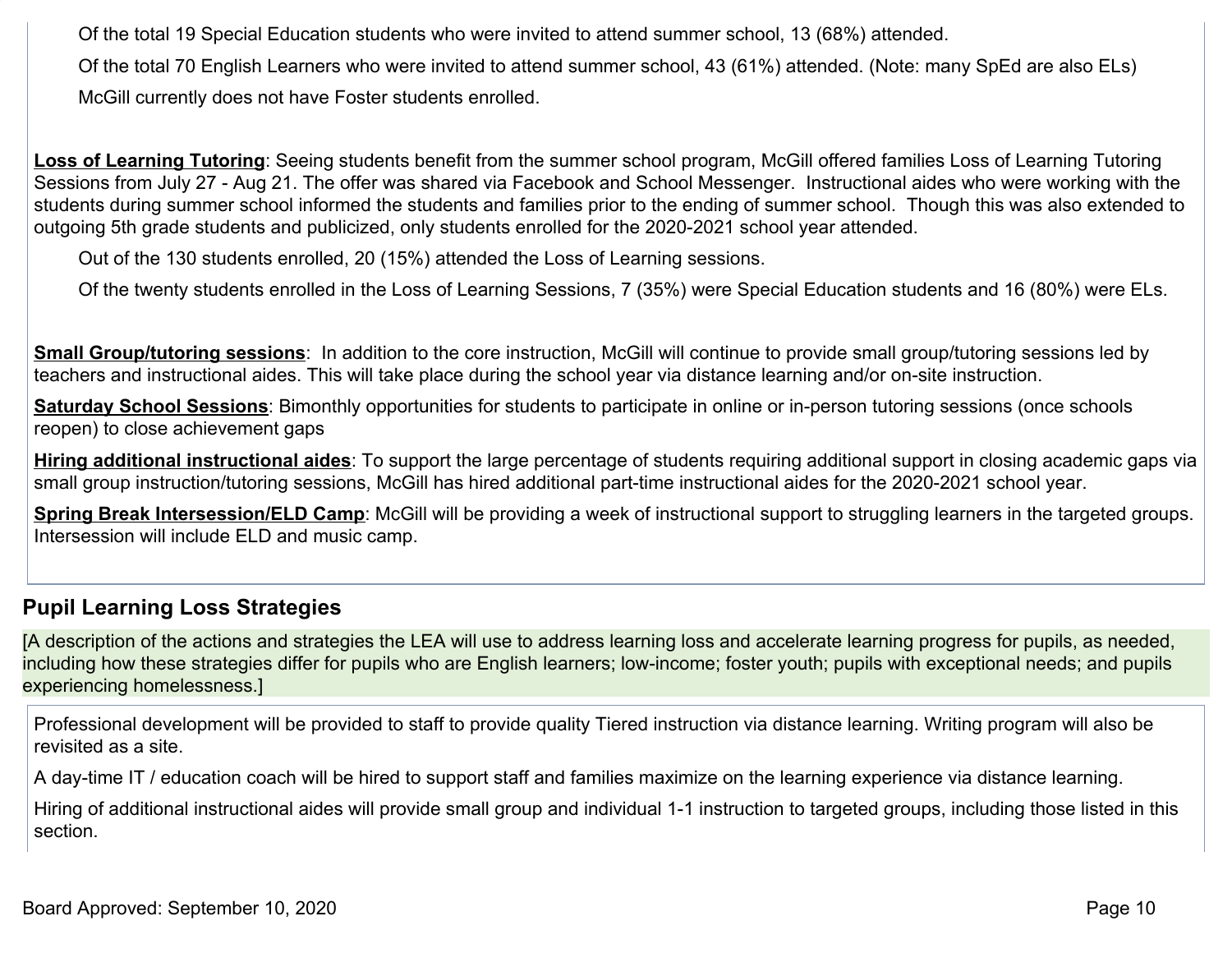Of the total 19 Special Education students who were invited to attend summer school, 13 (68%) attended.

Of the total 70 English Learners who were invited to attend summer school, 43 (61%) attended. (Note: many SpEd are also ELs)

McGill currently does not have Foster students enrolled.

**Loss of Learning Tutoring**: Seeing students benefit from the summer school program, McGill offered families Loss of Learning Tutoring Sessions from July 27 - Aug 21. The offer was shared via Facebook and School Messenger. Instructional aides who were working with the students during summer school informed the students and families prior to the ending of summer school. Though this was also extended to outgoing 5th grade students and publicized, only students enrolled for the 2020-2021 school year attended.

Out of the 130 students enrolled, 20 (15%) attended the Loss of Learning sessions.

Of the twenty students enrolled in the Loss of Learning Sessions, 7 (35%) were Special Education students and 16 (80%) were ELs.

**Small Group/tutoring sessions**: In addition to the core instruction, McGill will continue to provide small group/tutoring sessions led by teachers and instructional aides. This will take place during the school year via distance learning and/or on-site instruction.

**Saturday School Sessions**: Bimonthly opportunities for students to participate in online or in-person tutoring sessions (once schools reopen) to close achievement gaps

**Hiring additional instructional aides**: To support the large percentage of students requiring additional support in closing academic gaps via small group instruction/tutoring sessions, McGill has hired additional part-time instructional aides for the 2020-2021 school year.

**Spring Break Intersession/ELD Camp**: McGill will be providing a week of instructional support to struggling learners in the targeted groups. Intersession will include ELD and music camp.

## Pupil Learning Loss Strategies

[A description of the actions and strategies the LEA will use to address learning loss and accelerate learning progress for pupils, as needed, including how these strategies differ for pupils who are English learners; low-income; foster youth; pupils with exceptional needs; and pupils experiencing homelessness.]

Professional development will be provided to staff to provide quality Tiered instruction via distance learning. Writing program will also be revisited as a site.

A day-time IT / education coach will be hired to support staff and families maximize on the learning experience via distance learning.

Hiring of additional instructional aides will provide small group and individual 1-1 instruction to targeted groups, including those listed in this section.

Board Approved: September 10, 2020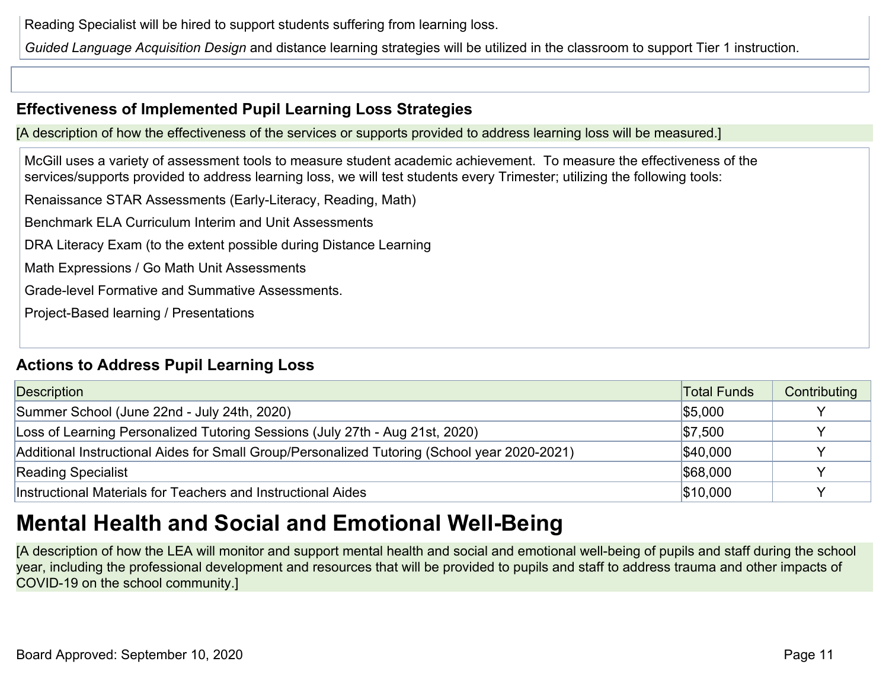Reading Specialist will be hired to support students suffering from learning loss.

*Guided Language Acquisition Design* and distance learning strategies will be utilized in the classroom to support Tier 1 instruction.

### Effectiveness of Implemented Pupil Learning Loss Strategies

[A description of how the effectiveness of the services or supports provided to address learning loss will be measured.]

McGill uses a variety of assessment tools to measure student academic achievement. To measure the effectiveness of the services/supports provided to address learning loss, we will test students every Trimester; utilizing the following tools:

Renaissance STAR Assessments (Early-Literacy, Reading, Math)

Benchmark ELA Curriculum Interim and Unit Assessments

DRA Literacy Exam (to the extent possible during Distance Learning

Math Expressions / Go Math Unit Assessments

Grade-level Formative and Summative Assessments.

Project-Based learning / Presentations

### Actions to Address Pupil Learning Loss

| Description | Total Funds | Contributing |
|---|---|---|
| Summer School (June 22nd - July 24th, 2020) | $5,000 | Y |
| Loss of Learning Personalized Tutoring Sessions (July 27th - Aug 21st, 2020) | $7,500 | Y |
| Additional Instructional Aides for Small Group/Personalized Tutoring (School year 2020-2021) | $40,000 | Y |
| Reading Specialist | $68,000 | Y |
| Instructional Materials for Teachers and Instructional Aides | $10,000 | Y |

## Mental Health and Social and Emotional Well-Being

[A description of how the LEA will monitor and support mental health and social and emotional well-being of pupils and staff during the school year, including the professional development and resources that will be provided to pupils and staff to address trauma and other impacts of COVID-19 on the school community.]

Board Approved: September 10, 2020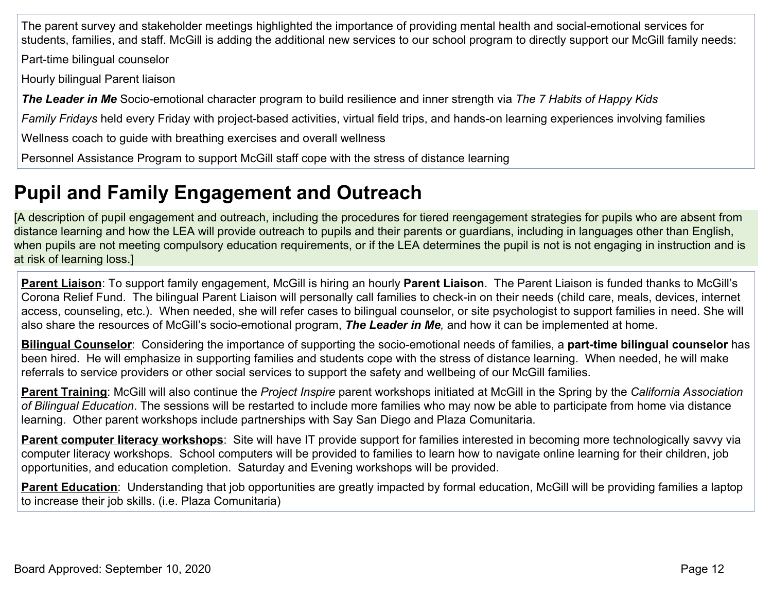The parent survey and stakeholder meetings highlighted the importance of providing mental health and social-emotional services for students, families, and staff. McGill is adding the additional new services to our school program to directly support our McGill family needs:

Part-time bilingual counselor

Hourly bilingual Parent liaison

***The Leader in Me*** Socio-emotional character program to build resilience and inner strength via *The 7 Habits of Happy Kids*

*Family Fridays* held every Friday with project-based activities, virtual field trips, and hands-on learning experiences involving families

Wellness coach to guide with breathing exercises and overall wellness

Personnel Assistance Program to support McGill staff cope with the stress of distance learning

## Pupil and Family Engagement and Outreach

[A description of pupil engagement and outreach, including the procedures for tiered reengagement strategies for pupils who are absent from distance learning and how the LEA will provide outreach to pupils and their parents or guardians, including in languages other than English, when pupils are not meeting compulsory education requirements, or if the LEA determines the pupil is not is not engaging in instruction and is at risk of learning loss.]

**Parent Liaison**: To support family engagement, McGill is hiring an hourly **Parent Liaison**. The Parent Liaison is funded thanks to McGill's Corona Relief Fund. The bilingual Parent Liaison will personally call families to check-in on their needs (child care, meals, devices, internet access, counseling, etc.). When needed, she will refer cases to bilingual counselor, or site psychologist to support families in need. She will also share the resources of McGill's socio-emotional program, ***The Leader in Me,*** and how it can be implemented at home.

**Bilingual Counselor**: Considering the importance of supporting the socio-emotional needs of families, a **part-time bilingual counselor** has been hired. He will emphasize in supporting families and students cope with the stress of distance learning. When needed, he will make referrals to service providers or other social services to support the safety and wellbeing of our McGill families.

**Parent Training**: McGill will also continue the *Project Inspire* parent workshops initiated at McGill in the Spring by the *California Association of Bilingual Education*. The sessions will be restarted to include more families who may now be able to participate from home via distance learning. Other parent workshops include partnerships with Say San Diego and Plaza Comunitaria.

**Parent computer literacy workshops**: Site will have IT provide support for families interested in becoming more technologically savvy via computer literacy workshops. School computers will be provided to families to learn how to navigate online learning for their children, job opportunities, and education completion. Saturday and Evening workshops will be provided.

**Parent Education**: Understanding that job opportunities are greatly impacted by formal education, McGill will be providing families a laptop to increase their job skills. (i.e. Plaza Comunitaria)

Board Approved: September 10, 2020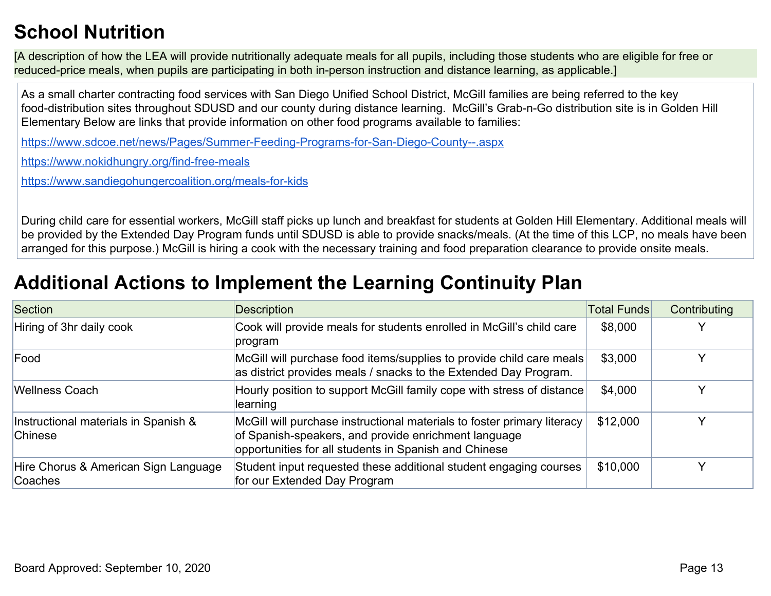## School Nutrition

[A description of how the LEA will provide nutritionally adequate meals for all pupils, including those students who are eligible for free or reduced-price meals, when pupils are participating in both in-person instruction and distance learning, as applicable.]

As a small charter contracting food services with San Diego Unified School District, McGill families are being referred to the key food-distribution sites throughout SDUSD and our county during distance learning. McGill's Grab-n-Go distribution site is in Golden Hill Elementary Below are links that provide information on other food programs available to families:

https://www.sdcoe.net/news/Pages/Summer-Feeding-Programs-for-San-Diego-County--.aspx

https://www.nokidhungry.org/find-free-meals

https://www.sandiegohungercoalition.org/meals-for-kids

During child care for essential workers, McGill staff picks up lunch and breakfast for students at Golden Hill Elementary. Additional meals will be provided by the Extended Day Program funds until SDUSD is able to provide snacks/meals. (At the time of this LCP, no meals have been arranged for this purpose.) McGill is hiring a cook with the necessary training and food preparation clearance to provide onsite meals.

## Additional Actions to Implement the Learning Continuity Plan

| Section | Description | Total Funds | Contributing |
|---|---|---|---|
| Hiring of 3hr daily cook | Cook will provide meals for students enrolled in McGill's child care program | $8,000 | Y |
| Food | McGill will purchase food items/supplies to provide child care meals as district provides meals / snacks to the Extended Day Program. | $3,000 | Y |
| Wellness Coach | Hourly position to support McGill family cope with stress of distance learning | $4,000 | Y |
| Instructional materials in Spanish & Chinese | McGill will purchase instructional materials to foster primary literacy of Spanish-speakers, and provide enrichment language opportunities for all students in Spanish and Chinese | $12,000 | Y |
| Hire Chorus & American Sign Language Coaches | Student input requested these additional student engaging courses for our Extended Day Program | $10,000 | Y |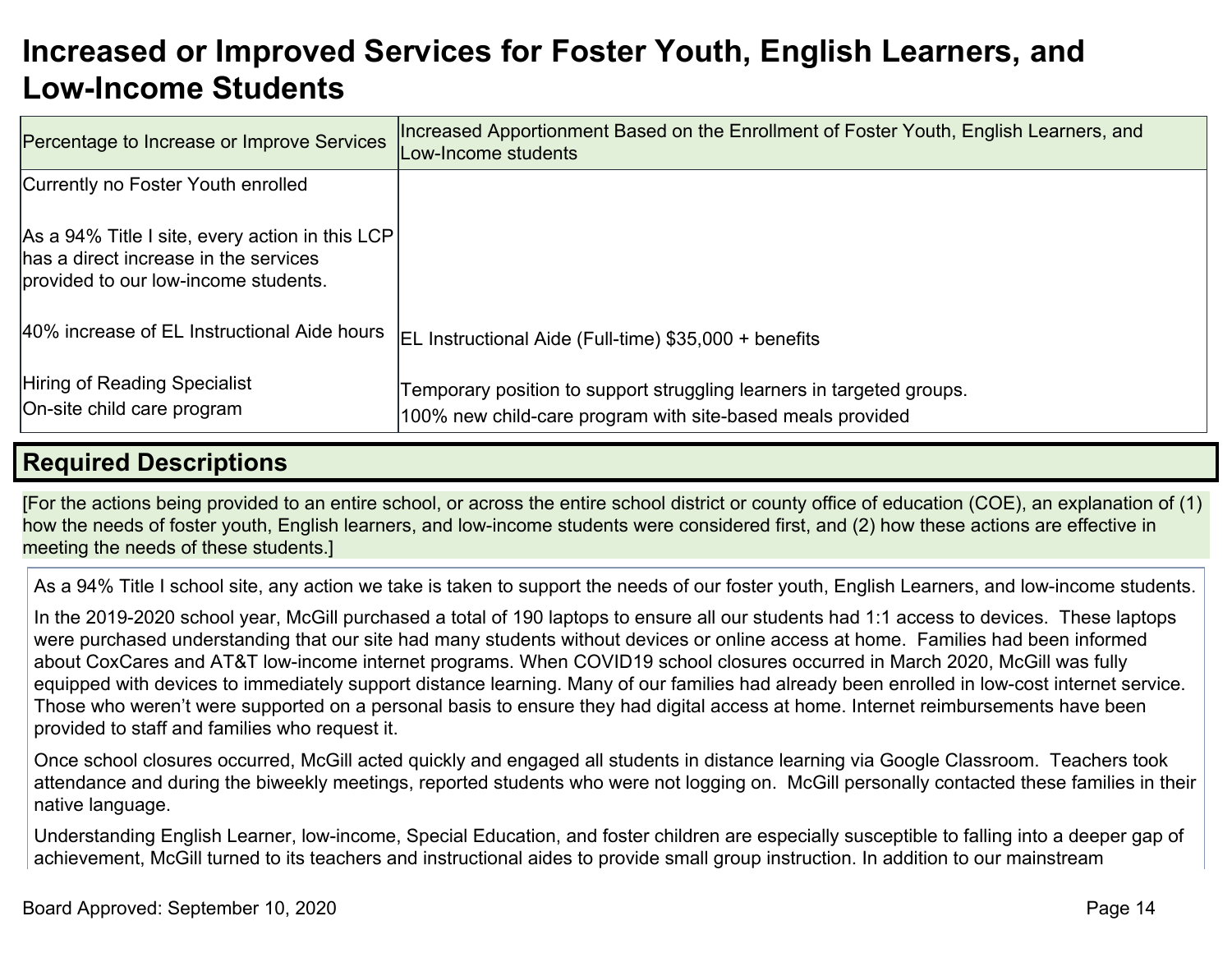# Increased or Improved Services for Foster Youth, English Learners, and Low-Income Students

| Percentage to Increase or Improve Services | Increased Apportionment Based on the Enrollment of Foster Youth, English Learners, and Low-Income students |
|---|---|
| Currently no Foster Youth enrolled<br><br>As a 94% Title I site, every action in this LCP has a direct increase in the services provided to our low-income students.<br><br>40% increase of EL Instructional Aide hours<br><br>Hiring of Reading Specialist<br>On-site child care program | EL Instructional Aide (Full-time) $35,000 + benefits<br><br>Temporary position to support struggling learners in targeted groups.<br>100% new child-care program with site-based meals provided |

## Required Descriptions

[For the actions being provided to an entire school, or across the entire school district or county office of education (COE), an explanation of (1) how the needs of foster youth, English learners, and low-income students were considered first, and (2) how these actions are effective in meeting the needs of these students.]

As a 94% Title I school site, any action we take is taken to support the needs of our foster youth, English Learners, and low-income students.

In the 2019-2020 school year, McGill purchased a total of 190 laptops to ensure all our students had 1:1 access to devices. These laptops were purchased understanding that our site had many students without devices or online access at home. Families had been informed about CoxCares and AT&T low-income internet programs. When COVID19 school closures occurred in March 2020, McGill was fully equipped with devices to immediately support distance learning. Many of our families had already been enrolled in low-cost internet service. Those who weren't were supported on a personal basis to ensure they had digital access at home. Internet reimbursements have been provided to staff and families who request it.

Once school closures occurred, McGill acted quickly and engaged all students in distance learning via Google Classroom. Teachers took attendance and during the biweekly meetings, reported students who were not logging on. McGill personally contacted these families in their native language.

Understanding English Learner, low-income, Special Education, and foster children are especially susceptible to falling into a deeper gap of achievement, McGill turned to its teachers and instructional aides to provide small group instruction. In addition to our mainstream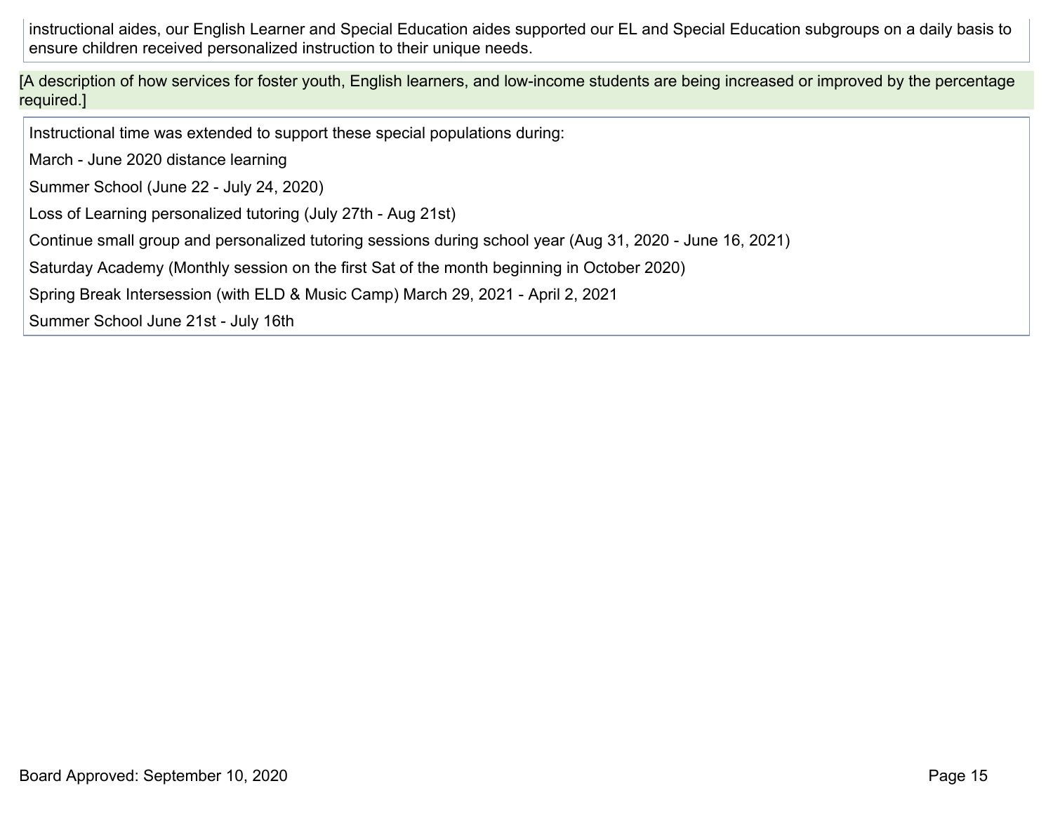instructional aides, our English Learner and Special Education aides supported our EL and Special Education subgroups on a daily basis to ensure children received personalized instruction to their unique needs.

[A description of how services for foster youth, English learners, and low-income students are being increased or improved by the percentage required.]

Instructional time was extended to support these special populations during:

March - June 2020 distance learning

Summer School (June 22 - July 24, 2020)

Loss of Learning personalized tutoring (July 27th - Aug 21st)

Continue small group and personalized tutoring sessions during school year (Aug 31, 2020 - June 16, 2021)

Saturday Academy (Monthly session on the first Sat of the month beginning in October 2020)

Spring Break Intersession (with ELD & Music Camp) March 29, 2021 - April 2, 2021

Summer School June 21st - July 16th